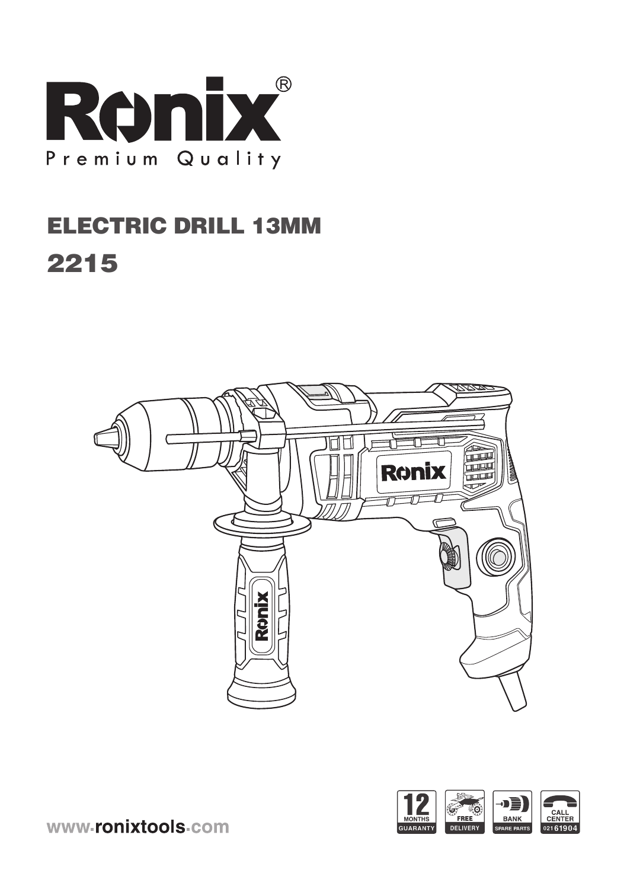# Ronix®

Premium Quality

## ELECTRIC DRILL 13MM

## 2215

12 MONTHS GUARANTY

FREE DELIVERY

BANK SPARE PARTS

CALL CENTER 021 61904

www.ronixtools.com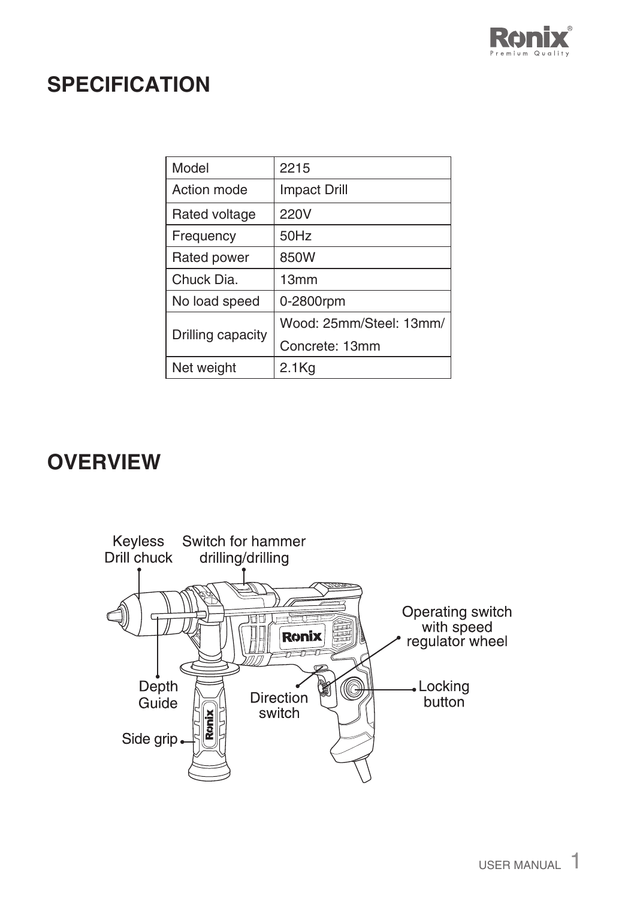## SPECIFICATION

| Model | 2215 |
|---|---|
| Action mode | Impact Drill |
| Rated voltage | 220V |
| Frequency | 50Hz |
| Rated power | 850W |
| Chuck Dia. | 13mm |
| No load speed | 0-2800rpm |
| Drilling capacity | Wood: 25mm/Steel: 13mm/ Concrete: 13mm |
| Net weight | 2.1Kg |

## OVERVIEW

Keyless Drill chuck

Switch for hammer drilling/drilling

Operating switch with speed regulator wheel

Depth Guide

Direction switch

Locking button

Side grip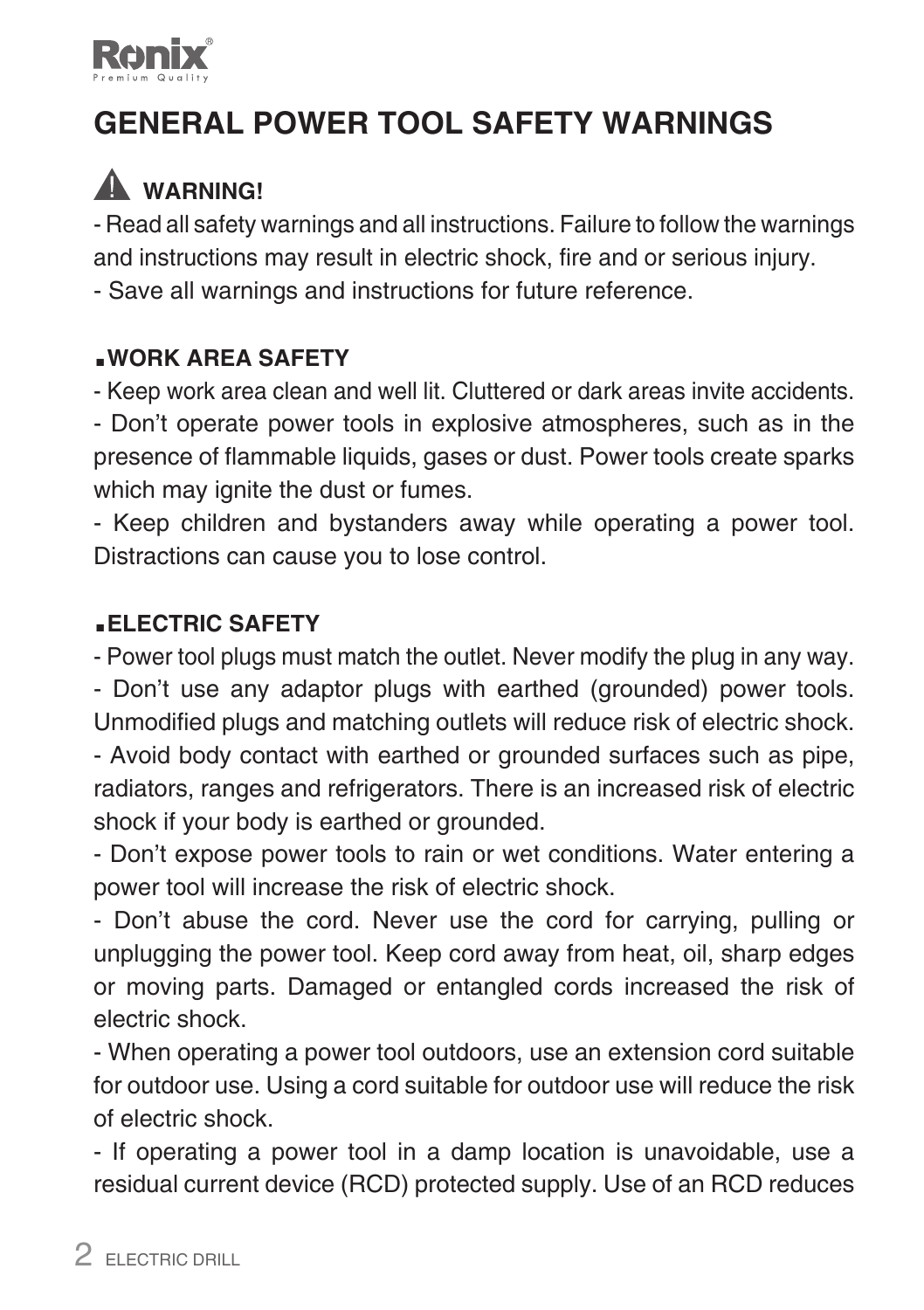# GENERAL POWER TOOL SAFETY WARNINGS

## ⚠ WARNING!

- Read all safety warnings and all instructions. Failure to follow the warnings and instructions may result in electric shock, fire and or serious injury.
- Save all warnings and instructions for future reference.

### ▪WORK AREA SAFETY

- Keep work area clean and well lit. Cluttered or dark areas invite accidents.
- Don't operate power tools in explosive atmospheres, such as in the presence of flammable liquids, gases or dust. Power tools create sparks which may ignite the dust or fumes.
- Keep children and bystanders away while operating a power tool. Distractions can cause you to lose control.

### ▪ELECTRIC SAFETY

- Power tool plugs must match the outlet. Never modify the plug in any way.
- Don't use any adaptor plugs with earthed (grounded) power tools. Unmodified plugs and matching outlets will reduce risk of electric shock.
- Avoid body contact with earthed or grounded surfaces such as pipe, radiators, ranges and refrigerators. There is an increased risk of electric shock if your body is earthed or grounded.
- Don't expose power tools to rain or wet conditions. Water entering a power tool will increase the risk of electric shock.
- Don't abuse the cord. Never use the cord for carrying, pulling or unplugging the power tool. Keep cord away from heat, oil, sharp edges or moving parts. Damaged or entangled cords increased the risk of electric shock.
- When operating a power tool outdoors, use an extension cord suitable for outdoor use. Using a cord suitable for outdoor use will reduce the risk of electric shock.
- If operating a power tool in a damp location is unavoidable, use a residual current device (RCD) protected supply. Use of an RCD reduces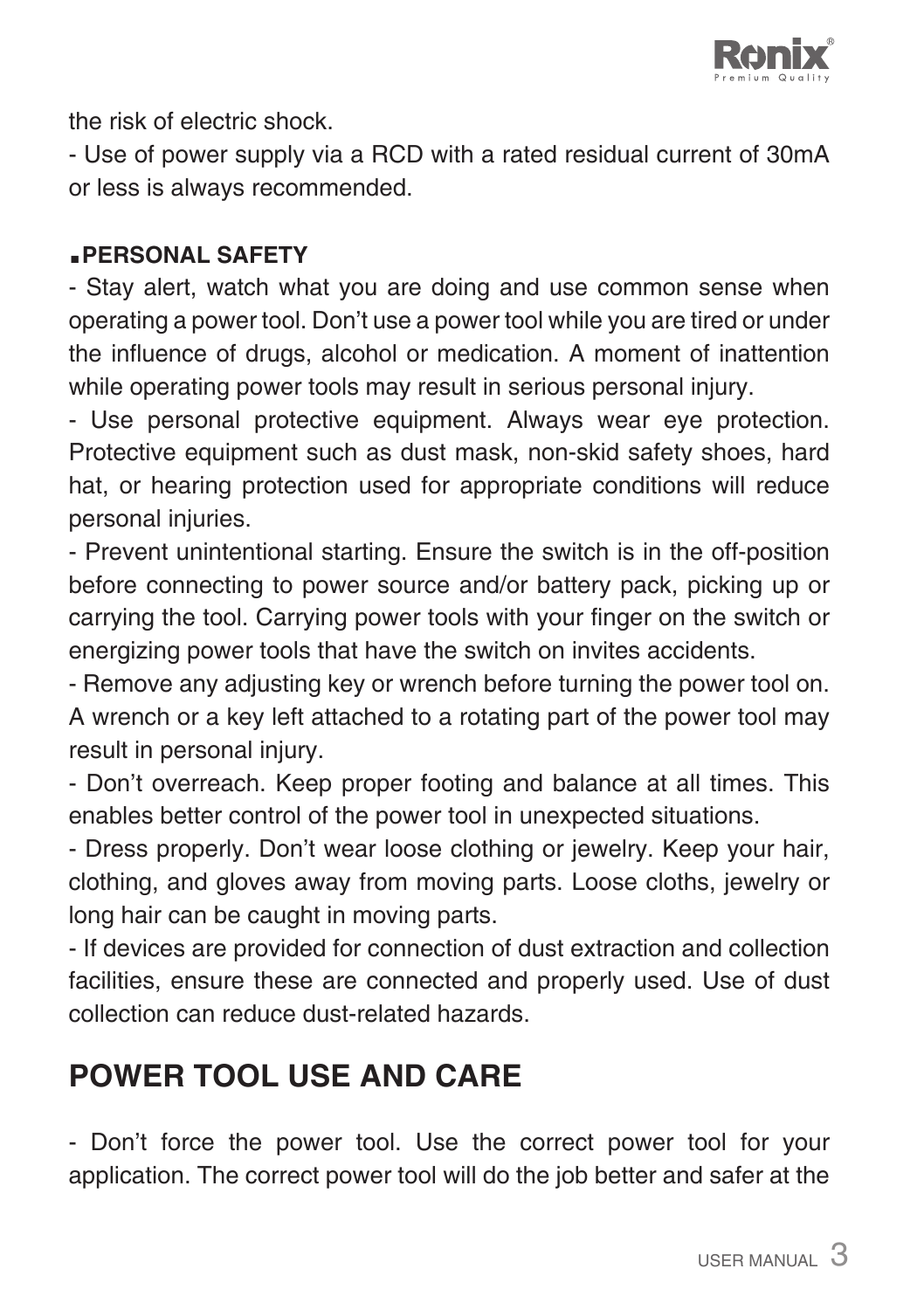the risk of electric shock.

- Use of power supply via a RCD with a rated residual current of 30mA or less is always recommended.

### ▪PERSONAL SAFETY

- Stay alert, watch what you are doing and use common sense when operating a power tool. Don’t use a power tool while you are tired or under the influence of drugs, alcohol or medication. A moment of inattention while operating power tools may result in serious personal injury.
- Use personal protective equipment. Always wear eye protection. Protective equipment such as dust mask, non-skid safety shoes, hard hat, or hearing protection used for appropriate conditions will reduce personal injuries.
- Prevent unintentional starting. Ensure the switch is in the off-position before connecting to power source and/or battery pack, picking up or carrying the tool. Carrying power tools with your finger on the switch or energizing power tools that have the switch on invites accidents.
- Remove any adjusting key or wrench before turning the power tool on. A wrench or a key left attached to a rotating part of the power tool may result in personal injury.
- Don’t overreach. Keep proper footing and balance at all times. This enables better control of the power tool in unexpected situations.
- Dress properly. Don’t wear loose clothing or jewelry. Keep your hair, clothing, and gloves away from moving parts. Loose cloths, jewelry or long hair can be caught in moving parts.
- If devices are provided for connection of dust extraction and collection facilities, ensure these are connected and properly used. Use of dust collection can reduce dust-related hazards.

## POWER TOOL USE AND CARE

- Don’t force the power tool. Use the correct power tool for your application. The correct power tool will do the job better and safer at the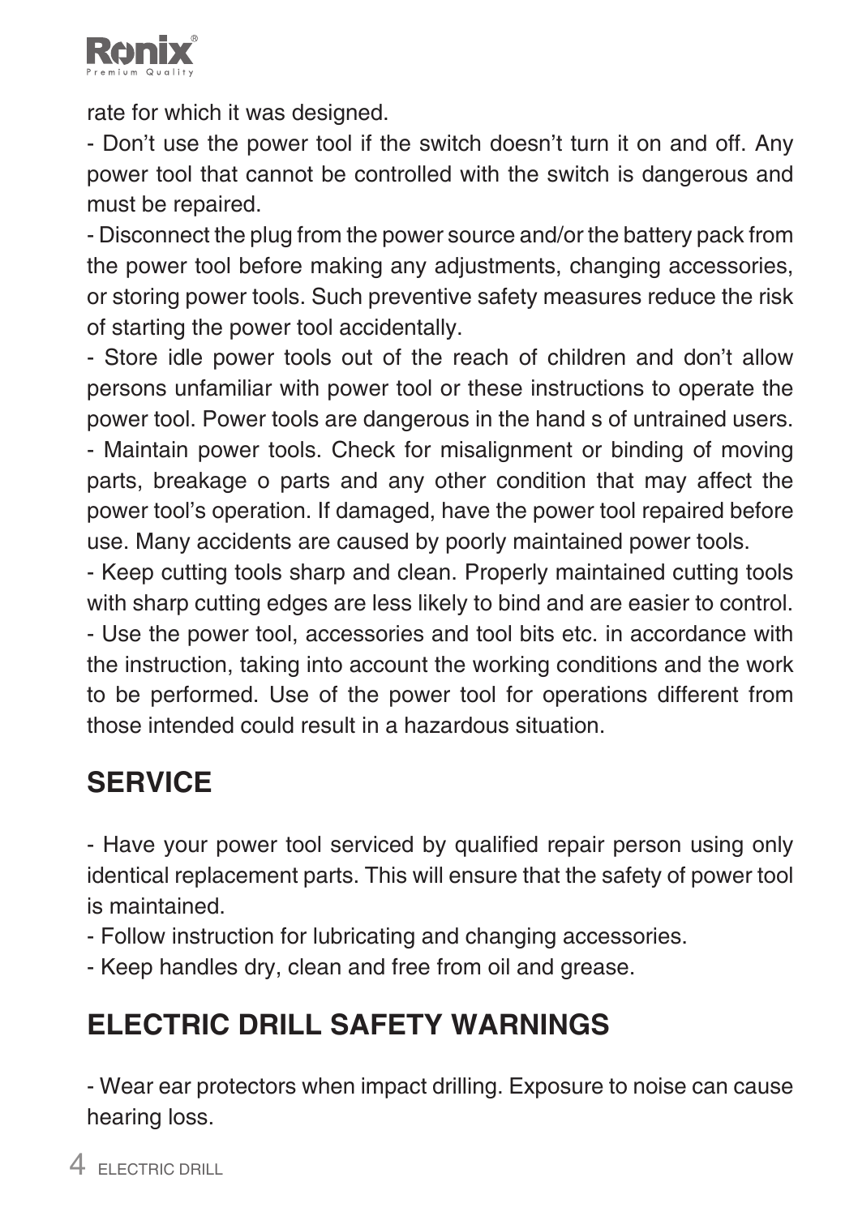rate for which it was designed.

- Don’t use the power tool if the switch doesn’t turn it on and off. Any power tool that cannot be controlled with the switch is dangerous and must be repaired.
- Disconnect the plug from the power source and/or the battery pack from the power tool before making any adjustments, changing accessories, or storing power tools. Such preventive safety measures reduce the risk of starting the power tool accidentally.
- Store idle power tools out of the reach of children and don’t allow persons unfamiliar with power tool or these instructions to operate the power tool. Power tools are dangerous in the hand s of untrained users.
- Maintain power tools. Check for misalignment or binding of moving parts, breakage o parts and any other condition that may affect the power tool’s operation. If damaged, have the power tool repaired before use. Many accidents are caused by poorly maintained power tools.
- Keep cutting tools sharp and clean. Properly maintained cutting tools with sharp cutting edges are less likely to bind and are easier to control.
- Use the power tool, accessories and tool bits etc. in accordance with the instruction, taking into account the working conditions and the work to be performed. Use of the power tool for operations different from those intended could result in a hazardous situation.

## SERVICE

- Have your power tool serviced by qualified repair person using only identical replacement parts. This will ensure that the safety of power tool is maintained.
- Follow instruction for lubricating and changing accessories.
- Keep handles dry, clean and free from oil and grease.

## ELECTRIC DRILL SAFETY WARNINGS

- Wear ear protectors when impact drilling. Exposure to noise can cause hearing loss.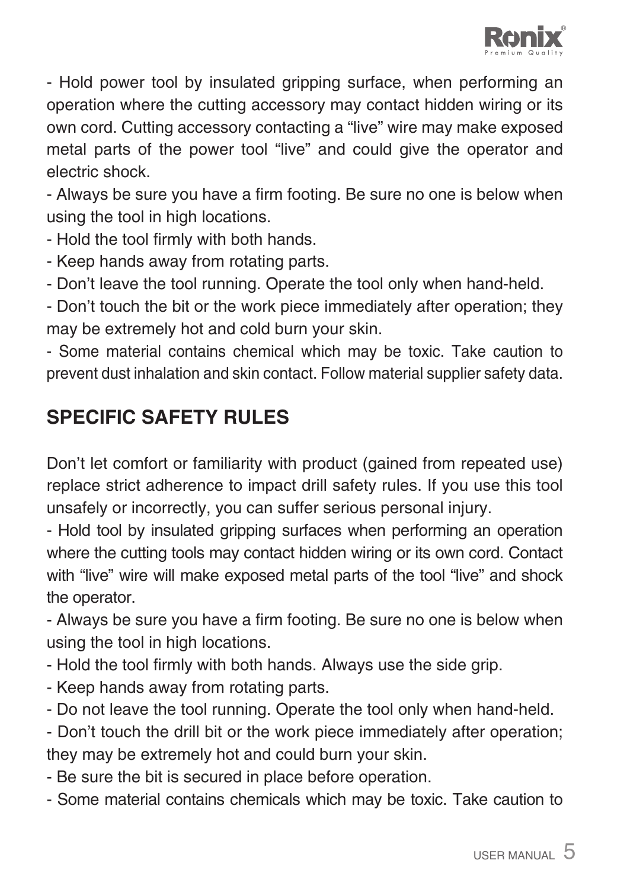- Hold power tool by insulated gripping surface, when performing an operation where the cutting accessory may contact hidden wiring or its own cord. Cutting accessory contacting a “live” wire may make exposed metal parts of the power tool “live” and could give the operator and electric shock.

- Always be sure you have a firm footing. Be sure no one is below when using the tool in high locations.

- Hold the tool firmly with both hands.

- Keep hands away from rotating parts.

- Don’t leave the tool running. Operate the tool only when hand-held.

- Don’t touch the bit or the work piece immediately after operation; they may be extremely hot and cold burn your skin.

- Some material contains chemical which may be toxic. Take caution to prevent dust inhalation and skin contact. Follow material supplier safety data.

## SPECIFIC SAFETY RULES

Don’t let comfort or familiarity with product (gained from repeated use) replace strict adherence to impact drill safety rules. If you use this tool unsafely or incorrectly, you can suffer serious personal injury.

- Hold tool by insulated gripping surfaces when performing an operation where the cutting tools may contact hidden wiring or its own cord. Contact with “live” wire will make exposed metal parts of the tool “live” and shock the operator.

- Always be sure you have a firm footing. Be sure no one is below when using the tool in high locations.

- Hold the tool firmly with both hands. Always use the side grip.

- Keep hands away from rotating parts.

- Do not leave the tool running. Operate the tool only when hand-held.

- Don’t touch the drill bit or the work piece immediately after operation; they may be extremely hot and could burn your skin.

- Be sure the bit is secured in place before operation.

- Some material contains chemicals which may be toxic. Take caution to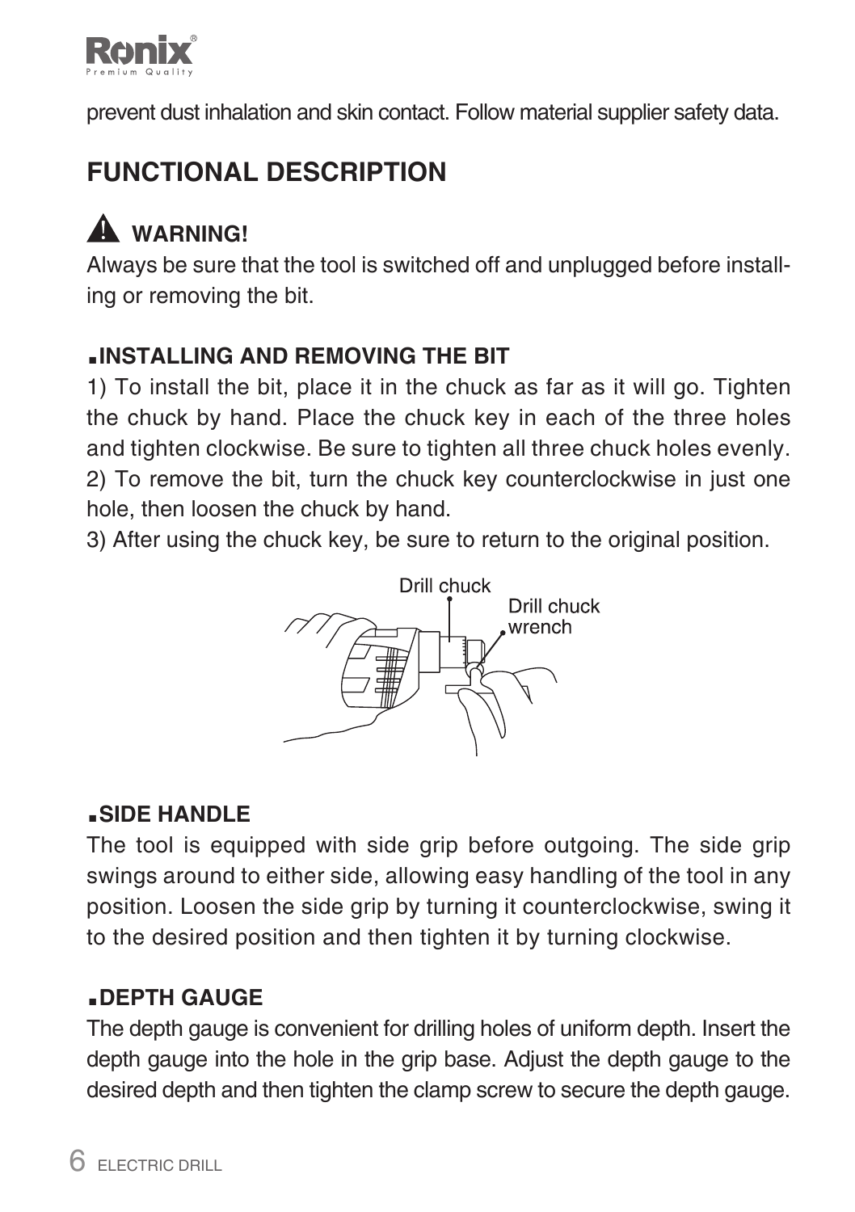prevent dust inhalation and skin contact. Follow material supplier safety data.

## FUNCTIONAL DESCRIPTION

### ⚠ WARNING!

Always be sure that the tool is switched off and unplugged before installing or removing the bit.

### ▪INSTALLING AND REMOVING THE BIT

1) To install the bit, place it in the chuck as far as it will go. Tighten the chuck by hand. Place the chuck key in each of the three holes and tighten clockwise. Be sure to tighten all three chuck holes evenly.
2) To remove the bit, turn the chuck key counterclockwise in just one hole, then loosen the chuck by hand.
3) After using the chuck key, be sure to return to the original position.

Drill chuck

Drill chuck wrench

### ▪SIDE HANDLE

The tool is equipped with side grip before outgoing. The side grip swings around to either side, allowing easy handling of the tool in any position. Loosen the side grip by turning it counterclockwise, swing it to the desired position and then tighten it by turning clockwise.

### ▪DEPTH GAUGE

The depth gauge is convenient for drilling holes of uniform depth. Insert the depth gauge into the hole in the grip base. Adjust the depth gauge to the desired depth and then tighten the clamp screw to secure the depth gauge.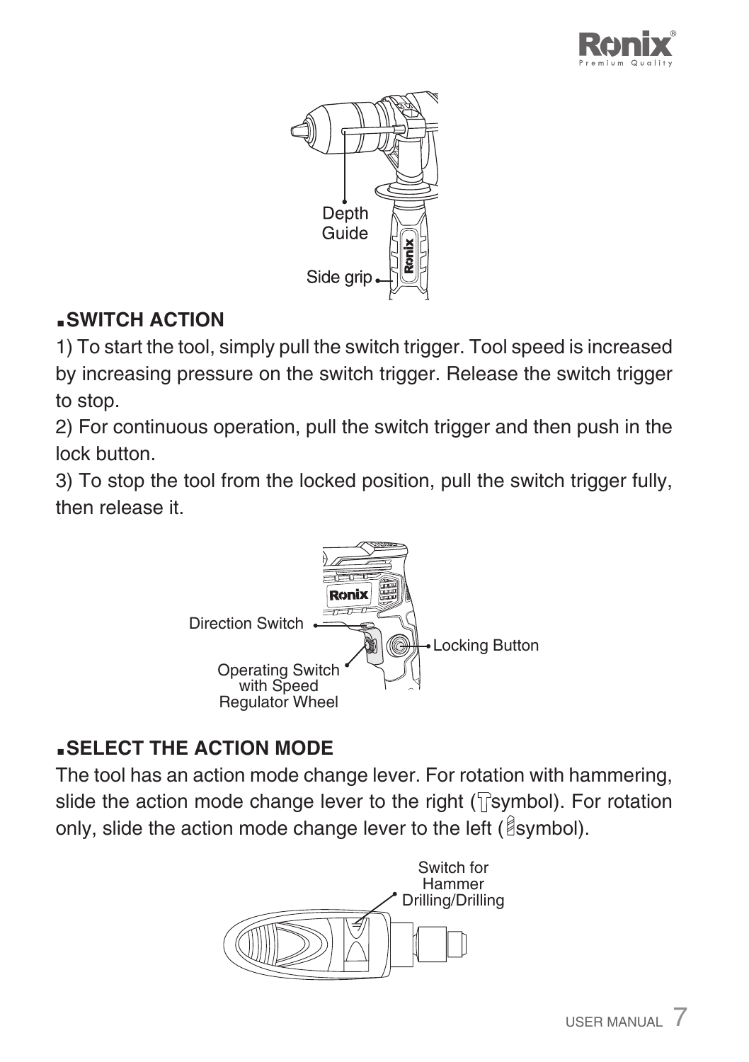Depth Guide

Side grip

## ▪SWITCH ACTION

1) To start the tool, simply pull the switch trigger. Tool speed is increased by increasing pressure on the switch trigger. Release the switch trigger to stop.

2) For continuous operation, pull the switch trigger and then push in the lock button.

3) To stop the tool from the locked position, pull the switch trigger fully, then release it.

Direction Switch

Locking Button

Operating Switch with Speed Regulator Wheel

## ▪SELECT THE ACTION MODE

The tool has an action mode change lever. For rotation with hammering, slide the action mode change lever to the right (symbol). For rotation only, slide the action mode change lever to the left (symbol).

Switch for Hammer Drilling/Drilling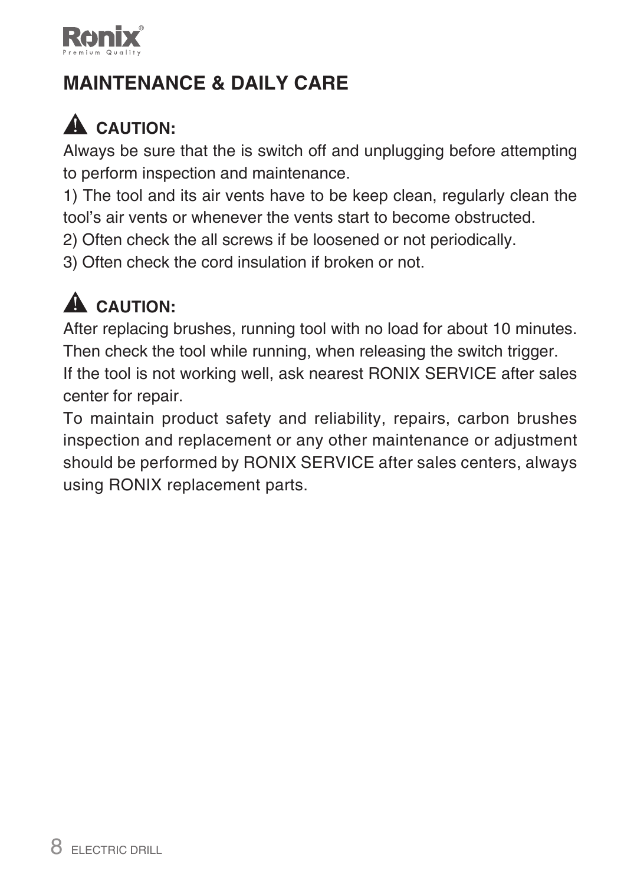# MAINTENANCE & DAILY CARE

**⚠ CAUTION:**

Always be sure that the is switch off and unplugging before attempting to perform inspection and maintenance.

1) The tool and its air vents have to be keep clean, regularly clean the tool's air vents or whenever the vents start to become obstructed.

2) Often check the all screws if be loosened or not periodically.

3) Often check the cord insulation if broken or not.

**⚠ CAUTION:**

After replacing brushes, running tool with no load for about 10 minutes. Then check the tool while running, when releasing the switch trigger.

If the tool is not working well, ask nearest RONIX SERVICE after sales center for repair.

To maintain product safety and reliability, repairs, carbon brushes inspection and replacement or any other maintenance or adjustment should be performed by RONIX SERVICE after sales centers, always using RONIX replacement parts.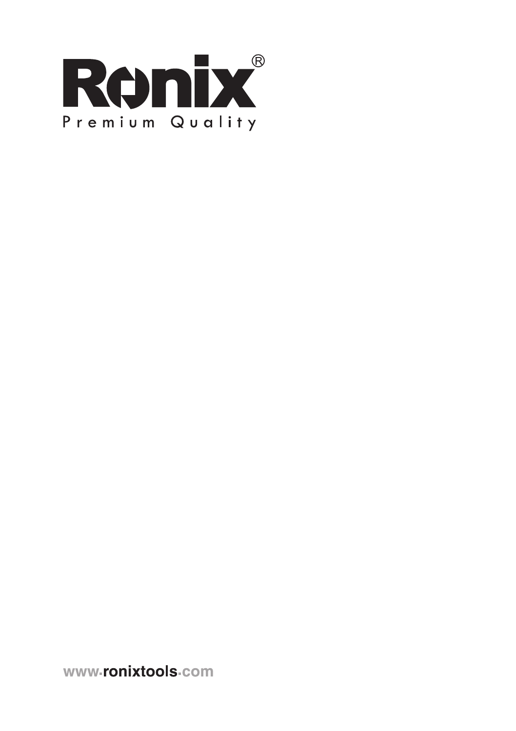Ronix®

Premium Quality

www.ronixtools.com